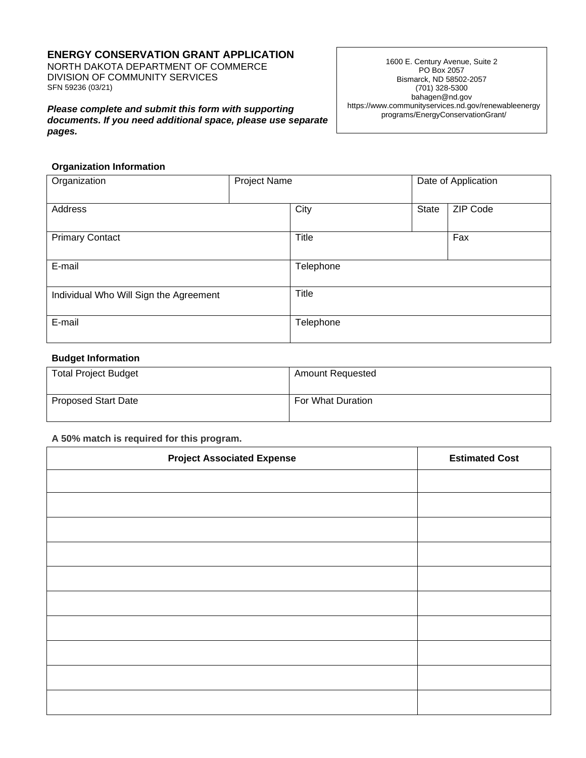# ENERGY CONSERVATION GRANT APPLICATION

NORTH DAKOTA DEPARTMENT OF COMMERCE
DIVISION OF COMMUNITY SERVICES
SFN 59236 (03/21)

1600 E. Century Avenue, Suite 2
PO Box 2057
Bismarck, ND 58502-2057
(701) 328-5300
bahagen@nd.gov
https://www.communityservices.nd.gov/renewableenergyprograms/EnergyConservationGrant/

***Please complete and submit this form with supporting documents. If you need additional space, please use separate pages.***

**Organization Information**

| Organization | Project Name | Date of Application |
|---|---|---|
| | | |

| Address | City | State | ZIP Code |
|---|---|---|---|
| | | | |

| Primary Contact | Title | Fax |
|---|---|---|
| | | |

| E-mail | Telephone |
|---|---|
| | |

| Individual Who Will Sign the Agreement | Title |
|---|---|
| | |

| E-mail | Telephone |
|---|---|
| | |

**Budget Information**

| Total Project Budget | Amount Requested |
|---|---|
| | |

| Proposed Start Date | For What Duration |
|---|---|
| | |

**A 50% match is required for this program.**

| Project Associated Expense | Estimated Cost |
|---|---|
| | |
| | |
| | |
| | |
| | |
| | |
| | |
| | |
| | |
| | |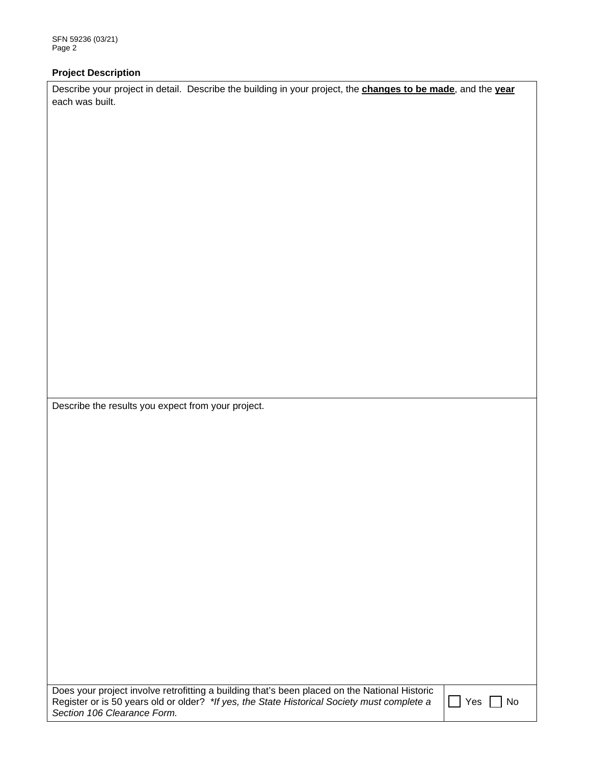### Project Description

Describe your project in detail. Describe the building in your project, the **changes to be made**, and the **year** each was built.

Describe the results you expect from your project.

| Does your project involve retrofitting a building that's been placed on the National Historic Register or is 50 years old or older? *\*If yes, the State Historical Society must complete a Section 106 Clearance Form.* | ☐ Yes ☐ No |
| --- | --- |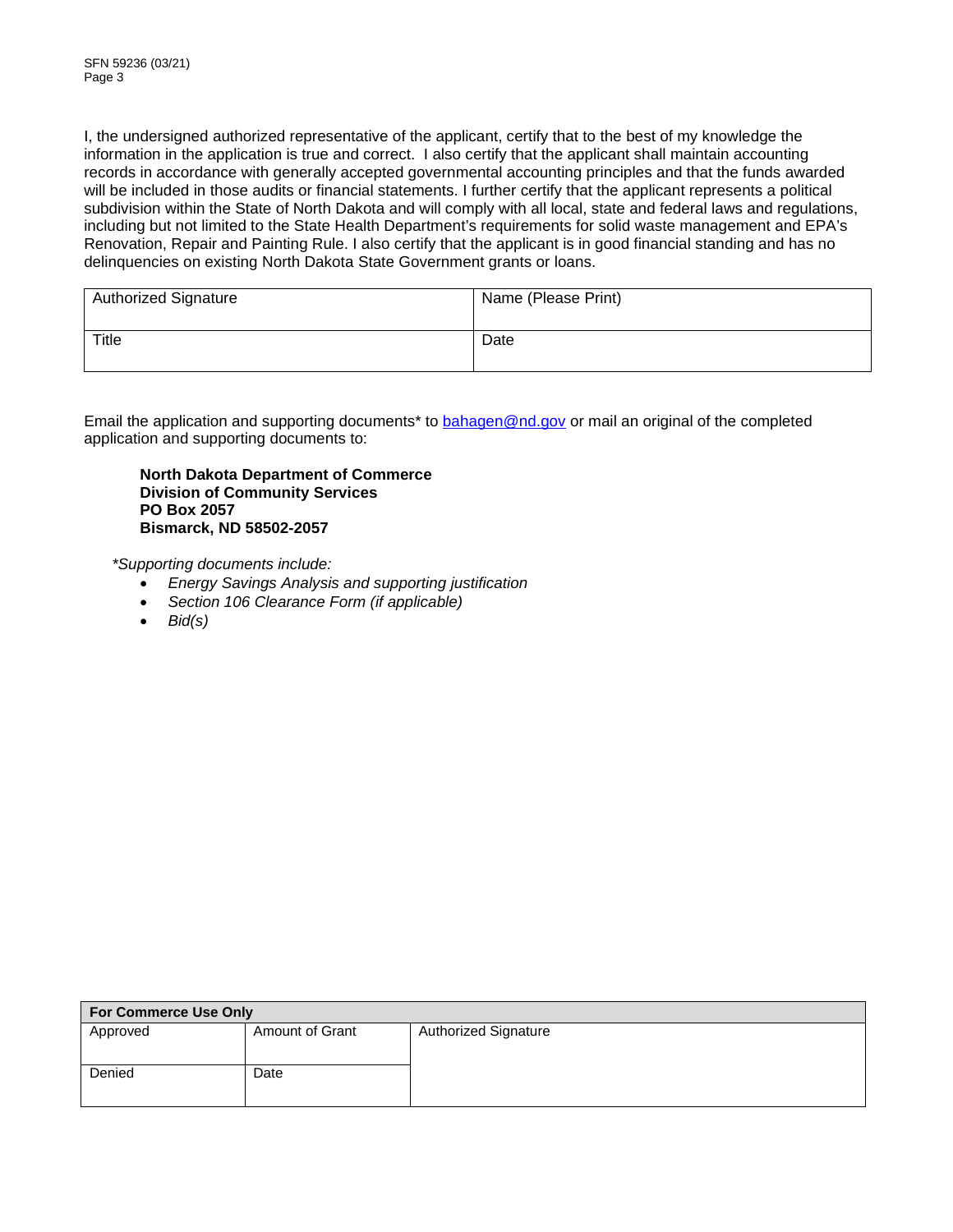I, the undersigned authorized representative of the applicant, certify that to the best of my knowledge the information in the application is true and correct. I also certify that the applicant shall maintain accounting records in accordance with generally accepted governmental accounting principles and that the funds awarded will be included in those audits or financial statements. I further certify that the applicant represents a political subdivision within the State of North Dakota and will comply with all local, state and federal laws and regulations, including but not limited to the State Health Department's requirements for solid waste management and EPA's Renovation, Repair and Painting Rule. I also certify that the applicant is in good financial standing and has no delinquencies on existing North Dakota State Government grants or loans.

| | |
|---|---|
| Authorized Signature | Name (Please Print) |
| Title | Date |

Email the application and supporting documents* to bahagen@nd.gov or mail an original of the completed application and supporting documents to:

**North Dakota Department of Commerce**
**Division of Community Services**
**PO Box 2057**
**Bismarck, ND 58502-2057**

*\*Supporting documents include:*

- *Energy Savings Analysis and supporting justification*
- *Section 106 Clearance Form (if applicable)*
- *Bid(s)*

| For Commerce Use Only | | |
|---|---|---|
| Approved | Amount of Grant | Authorized Signature |
| Denied | Date | |